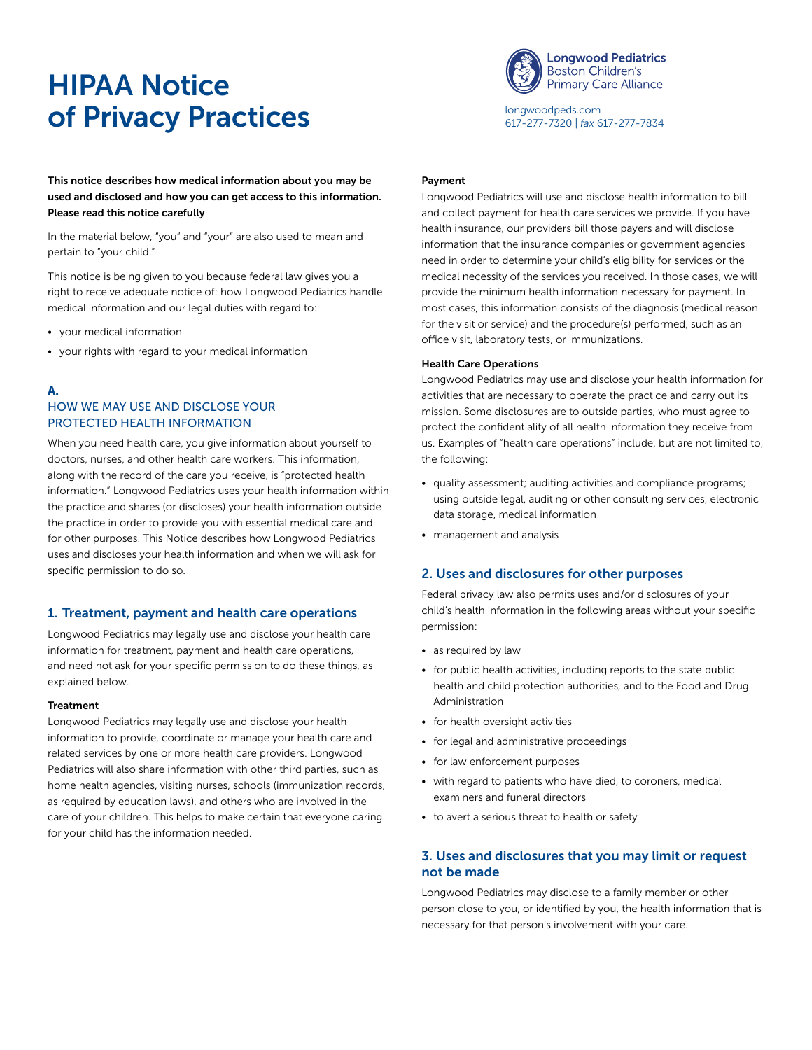# HIPAA Notice of Privacy Practices

**Longwood Pediatrics**
Boston Children's
Primary Care Alliance

longwoodpeds.com
617-277-7320 | *fax* 617-277-7834

**This notice describes how medical information about you may be used and disclosed and how you can get access to this information. Please read this notice carefully**

In the material below, "you" and "your" are also used to mean and pertain to "your child."

This notice is being given to you because federal law gives you a right to receive adequate notice of: how Longwood Pediatrics handle medical information and our legal duties with regard to:

- your medical information
- your rights with regard to your medical information

## A.
## HOW WE MAY USE AND DISCLOSE YOUR PROTECTED HEALTH INFORMATION

When you need health care, you give information about yourself to doctors, nurses, and other health care workers. This information, along with the record of the care you receive, is "protected health information." Longwood Pediatrics uses your health information within the practice and shares (or discloses) your health information outside the practice in order to provide you with essential medical care and for other purposes. This Notice describes how Longwood Pediatrics uses and discloses your health information and when we will ask for specific permission to do so.

### 1. Treatment, payment and health care operations

Longwood Pediatrics may legally use and disclose your health care information for treatment, payment and health care operations, and need not ask for your specific permission to do these things, as explained below.

**Treatment**

Longwood Pediatrics may legally use and disclose your health information to provide, coordinate or manage your health care and related services by one or more health care providers. Longwood Pediatrics will also share information with other third parties, such as home health agencies, visiting nurses, schools (immunization records, as required by education laws), and others who are involved in the care of your children. This helps to make certain that everyone caring for your child has the information needed.

**Payment**

Longwood Pediatrics will use and disclose health information to bill and collect payment for health care services we provide. If you have health insurance, our providers bill those payers and will disclose information that the insurance companies or government agencies need in order to determine your child's eligibility for services or the medical necessity of the services you received. In those cases, we will provide the minimum health information necessary for payment. In most cases, this information consists of the diagnosis (medical reason for the visit or service) and the procedure(s) performed, such as an office visit, laboratory tests, or immunizations.

**Health Care Operations**

Longwood Pediatrics may use and disclose your health information for activities that are necessary to operate the practice and carry out its mission. Some disclosures are to outside parties, who must agree to protect the confidentiality of all health information they receive from us. Examples of "health care operations" include, but are not limited to, the following:

- quality assessment; auditing activities and compliance programs; using outside legal, auditing or other consulting services, electronic data storage, medical information
- management and analysis

### 2. Uses and disclosures for other purposes

Federal privacy law also permits uses and/or disclosures of your child's health information in the following areas without your specific permission:

- as required by law
- for public health activities, including reports to the state public health and child protection authorities, and to the Food and Drug Administration
- for health oversight activities
- for legal and administrative proceedings
- for law enforcement purposes
- with regard to patients who have died, to coroners, medical examiners and funeral directors
- to avert a serious threat to health or safety

### 3. Uses and disclosures that you may limit or request not be made

Longwood Pediatrics may disclose to a family member or other person close to you, or identified by you, the health information that is necessary for that person's involvement with your care.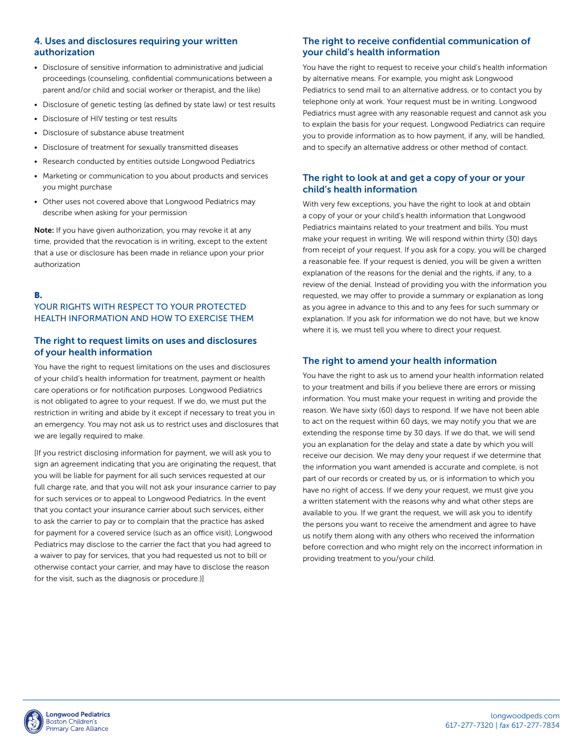### 4. Uses and disclosures requiring your written authorization

- Disclosure of sensitive information to administrative and judicial proceedings (counseling, confidential communications between a parent and/or child and social worker or therapist, and the like)
- Disclosure of genetic testing (as defined by state law) or test results
- Disclosure of HIV testing or test results
- Disclosure of substance abuse treatment
- Disclosure of treatment for sexually transmitted diseases
- Research conducted by entities outside Longwood Pediatrics
- Marketing or communication to you about products and services you might purchase
- Other uses not covered above that Longwood Pediatrics may describe when asking for your permission

**Note:** If you have given authorization, you may revoke it at any time, provided that the revocation is in writing, except to the extent that a use or disclosure has been made in reliance upon your prior authorization

## B.

## YOUR RIGHTS WITH RESPECT TO YOUR PROTECTED HEALTH INFORMATION AND HOW TO EXERCISE THEM

### The right to request limits on uses and disclosures of your health information

You have the right to request limitations on the uses and disclosures of your child's health information for treatment, payment or health care operations or for notification purposes. Longwood Pediatrics is not obligated to agree to your request. If we do, we must put the restriction in writing and abide by it except if necessary to treat you in an emergency. You may not ask us to restrict uses and disclosures that we are legally required to make.

[If you restrict disclosing information for payment, we will ask you to sign an agreement indicating that you are originating the request, that you will be liable for payment for all such services requested at our full charge rate, and that you will not ask your insurance carrier to pay for such services or to appeal to Longwood Pediatrics. In the event that you contact your insurance carrier about such services, either to ask the carrier to pay or to complain that the practice has asked for payment for a covered service (such as an office visit), Longwood Pediatrics may disclose to the carrier the fact that you had agreed to a waiver to pay for services, that you had requested us not to bill or otherwise contact your carrier, and may have to disclose the reason for the visit, such as the diagnosis or procedure.)]

### The right to receive confidential communication of your child's health information

You have the right to request to receive your child's health information by alternative means. For example, you might ask Longwood Pediatrics to send mail to an alternative address, or to contact you by telephone only at work. Your request must be in writing. Longwood Pediatrics must agree with any reasonable request and cannot ask you to explain the basis for your request. Longwood Pediatrics can require you to provide information as to how payment, if any, will be handled, and to specify an alternative address or other method of contact.

### The right to look at and get a copy of your or your child's health information

With very few exceptions, you have the right to look at and obtain a copy of your or your child's health information that Longwood Pediatrics maintains related to your treatment and bills. You must make your request in writing. We will respond within thirty (30) days from receipt of your request. If you ask for a copy, you will be charged a reasonable fee. If your request is denied, you will be given a written explanation of the reasons for the denial and the rights, if any, to a review of the denial. Instead of providing you with the information you requested, we may offer to provide a summary or explanation as long as you agree in advance to this and to any fees for such summary or explanation. If you ask for information we do not have, but we know where it is, we must tell you where to direct your request.

### The right to amend your health information

You have the right to ask us to amend your health information related to your treatment and bills if you believe there are errors or missing information. You must make your request in writing and provide the reason. We have sixty (60) days to respond. If we have not been able to act on the request within 60 days, we may notify you that we are extending the response time by 30 days. If we do that, we will send you an explanation for the delay and state a date by which you will receive our decision. We may deny your request if we determine that the information you want amended is accurate and complete, is not part of our records or created by us, or is information to which you have no right of access. If we deny your request, we must give you a written statement with the reasons why and what other steps are available to you. If we grant the request, we will ask you to identify the persons you want to receive the amendment and agree to have us notify them along with any others who received the information before correction and who might rely on the incorrect information in providing treatment to you/your child.